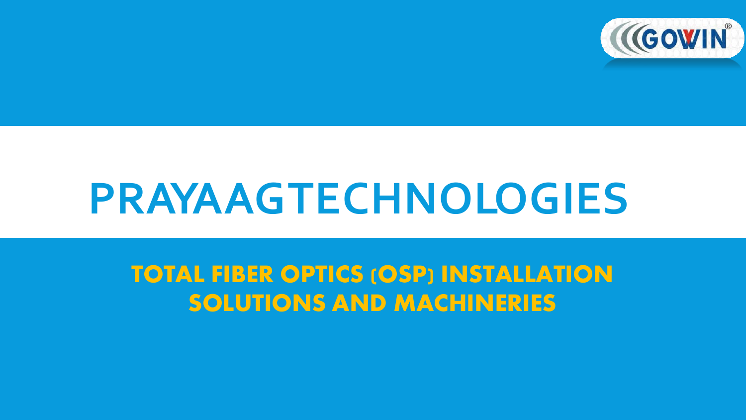# PRAYAAGTECHNOLOGIES

**TOTAL FIBER OPTICS (OSP) INSTALLATION SOLUTIONS AND MACHINERIES**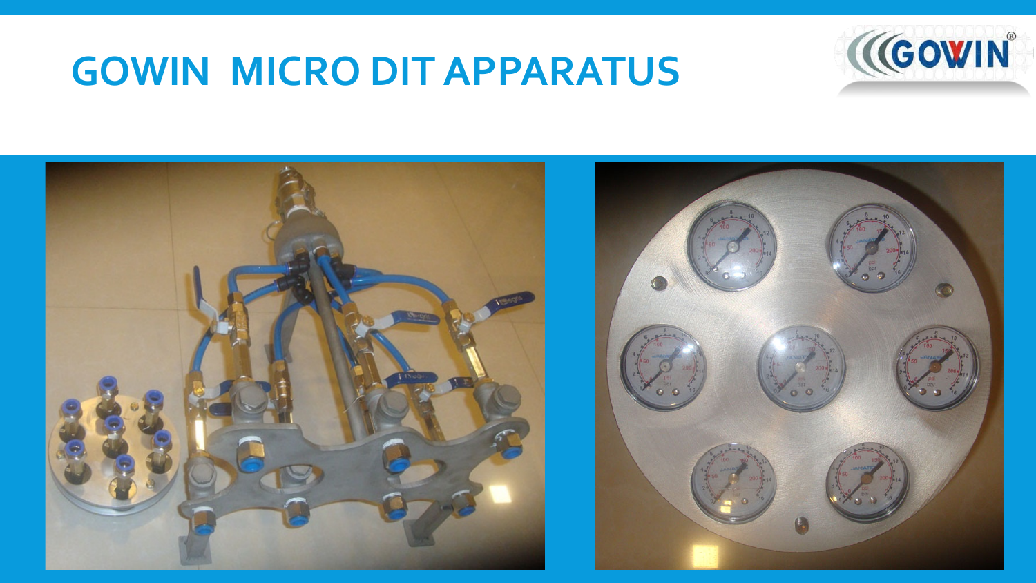# GOWIN MICRO DIT APPARATUS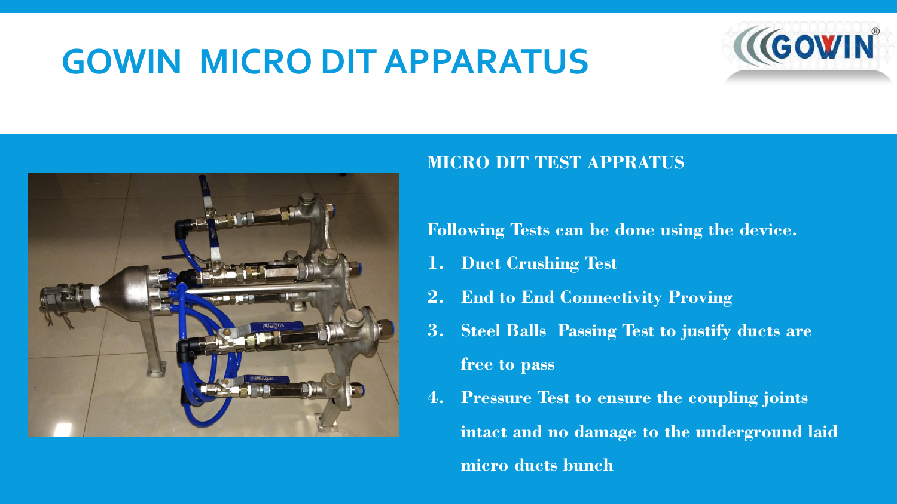# GOWIN MICRO DIT APPARATUS

**MICRO DIT TEST APPRATUS**

**Following Tests can be done using the device.**

1. **Duct Crushing Test**
2. **End to End Connectivity Proving**
3. **Steel Balls Passing Test to justify ducts are free to pass**
4. **Pressure Test to ensure the coupling joints intact and no damage to the underground laid micro ducts bunch**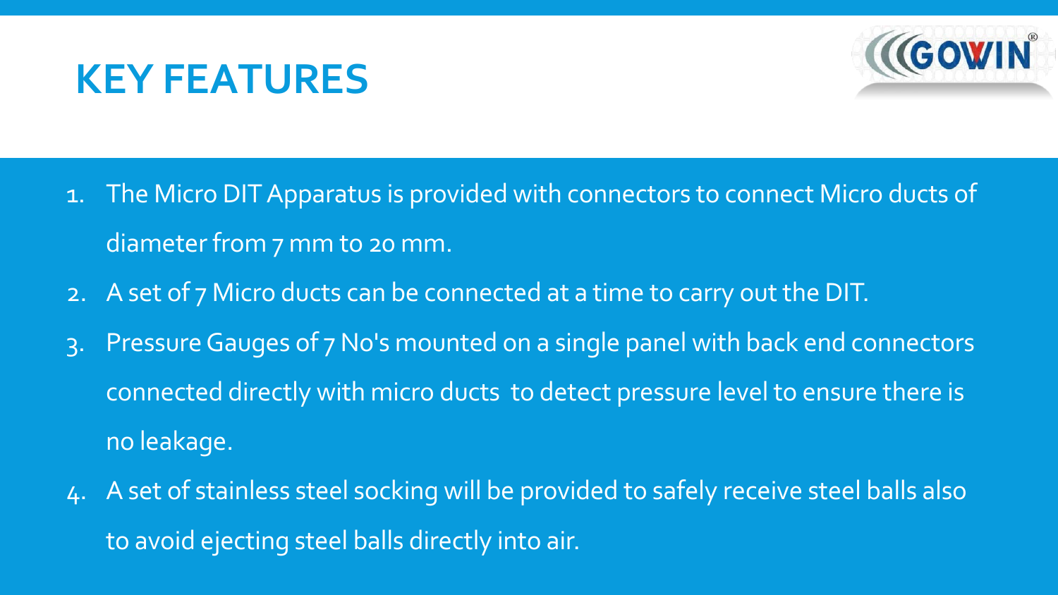# KEY FEATURES

1. The Micro DIT Apparatus is provided with connectors to connect Micro ducts of diameter from 7 mm to 20 mm.
2. A set of 7 Micro ducts can be connected at a time to carry out the DIT.
3. Pressure Gauges of 7 No's mounted on a single panel with back end connectors connected directly with micro ducts  to detect pressure level to ensure there is no leakage.
4. A set of stainless steel socking will be provided to safely receive steel balls also to avoid ejecting steel balls directly into air.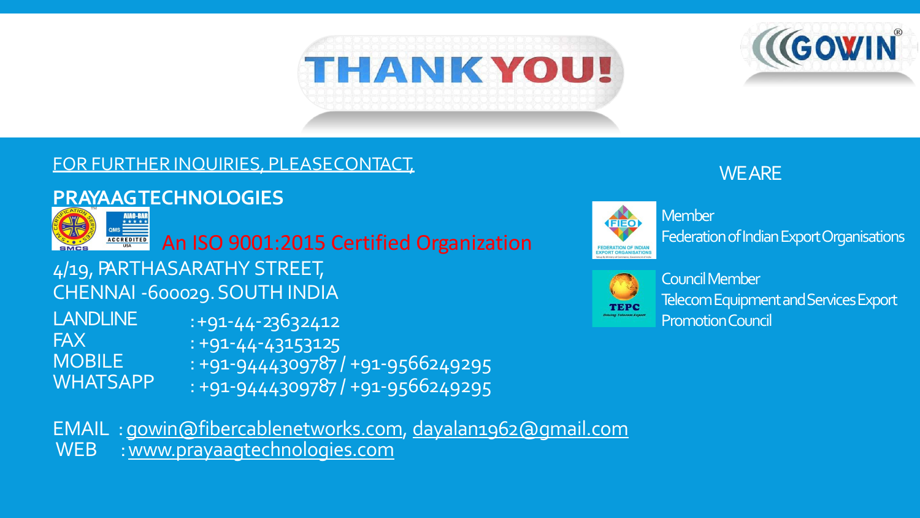# THANK YOU!

GOWIN®

FOR FURTHER INQUIRIES, PLEASE CONTACT,

**PRAYAAG TECHNOLOGIES**

An ISO 9001:2015 Certified Organization

4/19, PARTHASARATHY STREET,
CHENNAI -600029. SOUTH INDIA

| | |
|---|---|
| LANDLINE | : +91-44-23632412 |
| FAX | : +91-44-43153125 |
| MOBILE | : +91-9444309787 / +91-9566249295 |
| WHATSAPP | : +91-9444309787 / +91-9566249295 |

EMAIL : gowin@fibercablenetworks.com, dayalan1962@gmail.com
WEB : www.prayaagtechnologies.com

WE ARE

Member
Federation of Indian Export Organisations

Council Member
Telecom Equipment and Services Export Promotion Council